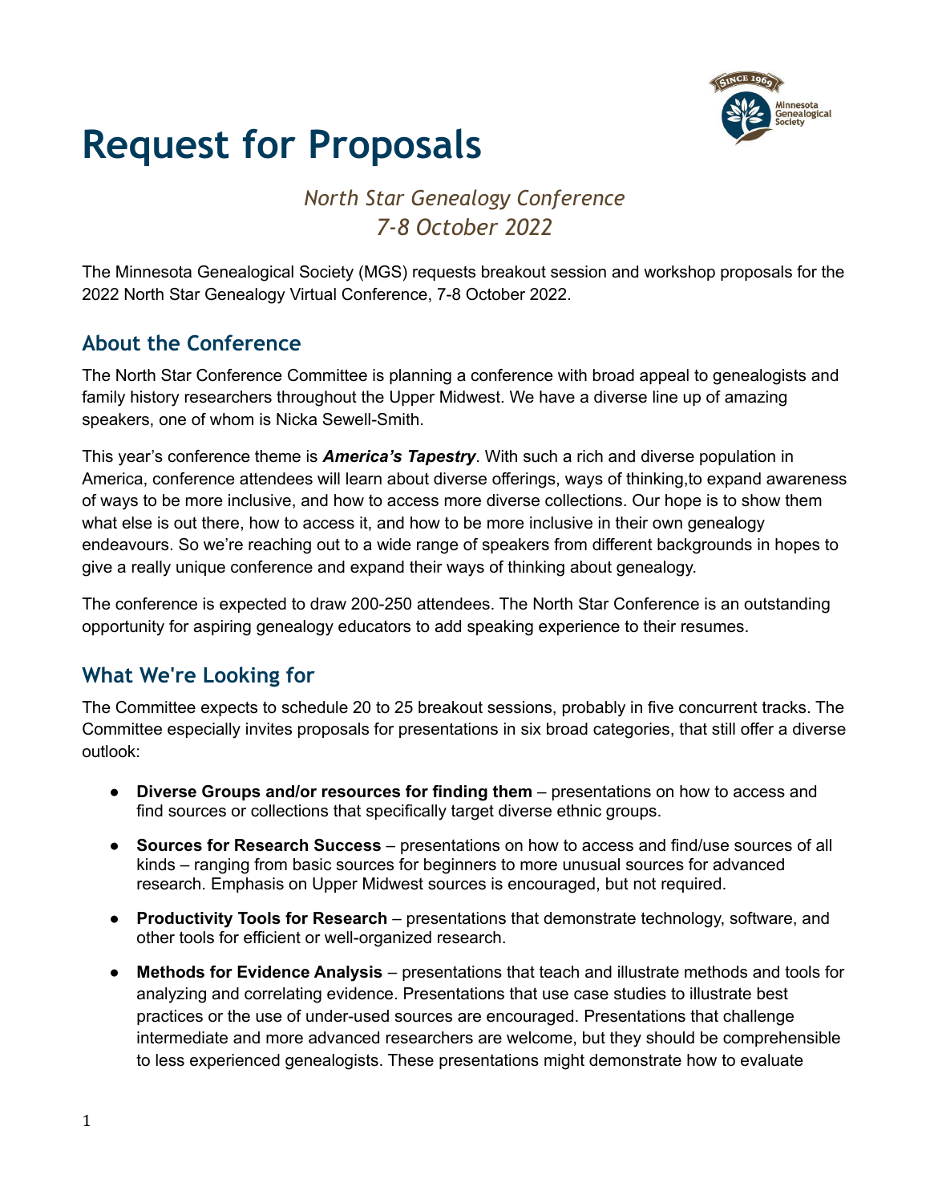# Request for Proposals

*North Star Genealogy Conference*
*7-8 October 2022*

The Minnesota Genealogical Society (MGS) requests breakout session and workshop proposals for the 2022 North Star Genealogy Virtual Conference, 7-8 October 2022.

## About the Conference

The North Star Conference Committee is planning a conference with broad appeal to genealogists and family history researchers throughout the Upper Midwest. We have a diverse line up of amazing speakers, one of whom is Nicka Sewell-Smith.

This year's conference theme is ***America's Tapestry***. With such a rich and diverse population in America, conference attendees will learn about diverse offerings, ways of thinking,to expand awareness of ways to be more inclusive, and how to access more diverse collections. Our hope is to show them what else is out there, how to access it, and how to be more inclusive in their own genealogy endeavours. So we're reaching out to a wide range of speakers from different backgrounds in hopes to give a really unique conference and expand their ways of thinking about genealogy.

The conference is expected to draw 200-250 attendees. The North Star Conference is an outstanding opportunity for aspiring genealogy educators to add speaking experience to their resumes.

## What We're Looking for

The Committee expects to schedule 20 to 25 breakout sessions, probably in five concurrent tracks. The Committee especially invites proposals for presentations in six broad categories, that still offer a diverse outlook:

- **Diverse Groups and/or resources for finding them** – presentations on how to access and find sources or collections that specifically target diverse ethnic groups.
- **Sources for Research Success** – presentations on how to access and find/use sources of all kinds – ranging from basic sources for beginners to more unusual sources for advanced research. Emphasis on Upper Midwest sources is encouraged, but not required.
- **Productivity Tools for Research** – presentations that demonstrate technology, software, and other tools for efficient or well-organized research.
- **Methods for Evidence Analysis** – presentations that teach and illustrate methods and tools for analyzing and correlating evidence. Presentations that use case studies to illustrate best practices or the use of under-used sources are encouraged. Presentations that challenge intermediate and more advanced researchers are welcome, but they should be comprehensible to less experienced genealogists. These presentations might demonstrate how to evaluate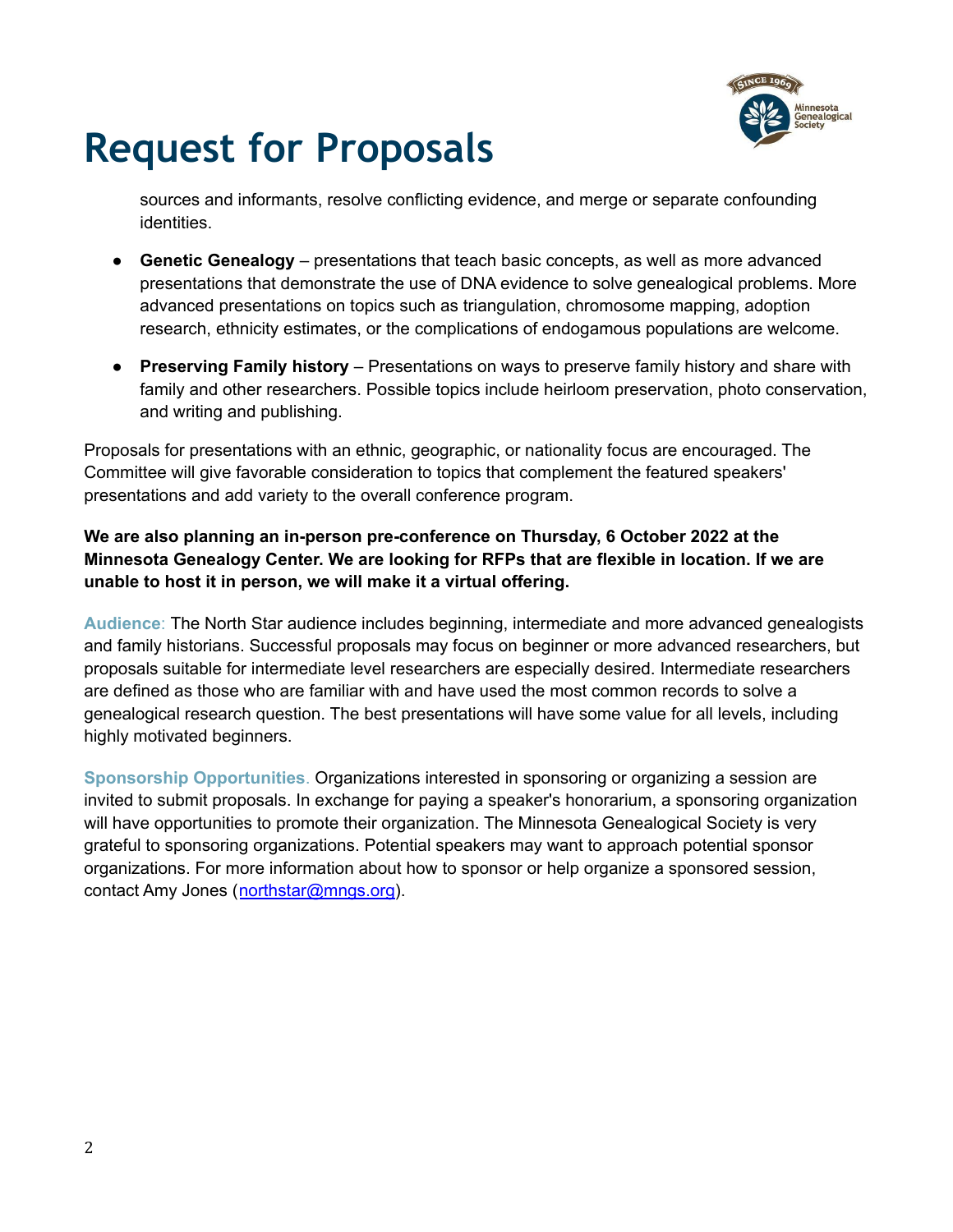# Request for Proposals

sources and informants, resolve conflicting evidence, and merge or separate confounding identities.

- **Genetic Genealogy** – presentations that teach basic concepts, as well as more advanced presentations that demonstrate the use of DNA evidence to solve genealogical problems. More advanced presentations on topics such as triangulation, chromosome mapping, adoption research, ethnicity estimates, or the complications of endogamous populations are welcome.

- **Preserving Family history** – Presentations on ways to preserve family history and share with family and other researchers. Possible topics include heirloom preservation, photo conservation, and writing and publishing.

Proposals for presentations with an ethnic, geographic, or nationality focus are encouraged. The Committee will give favorable consideration to topics that complement the featured speakers' presentations and add variety to the overall conference program.

**We are also planning an in-person pre-conference on Thursday, 6 October 2022 at the Minnesota Genealogy Center. We are looking for RFPs that are flexible in location. If we are unable to host it in person, we will make it a virtual offering.**

**Audience**: The North Star audience includes beginning, intermediate and more advanced genealogists and family historians. Successful proposals may focus on beginner or more advanced researchers, but proposals suitable for intermediate level researchers are especially desired. Intermediate researchers are defined as those who are familiar with and have used the most common records to solve a genealogical research question. The best presentations will have some value for all levels, including highly motivated beginners.

**Sponsorship Opportunities**. Organizations interested in sponsoring or organizing a session are invited to submit proposals. In exchange for paying a speaker's honorarium, a sponsoring organization will have opportunities to promote their organization. The Minnesota Genealogical Society is very grateful to sponsoring organizations. Potential speakers may want to approach potential sponsor organizations. For more information about how to sponsor or help organize a sponsored session, contact Amy Jones (northstar@mngs.org).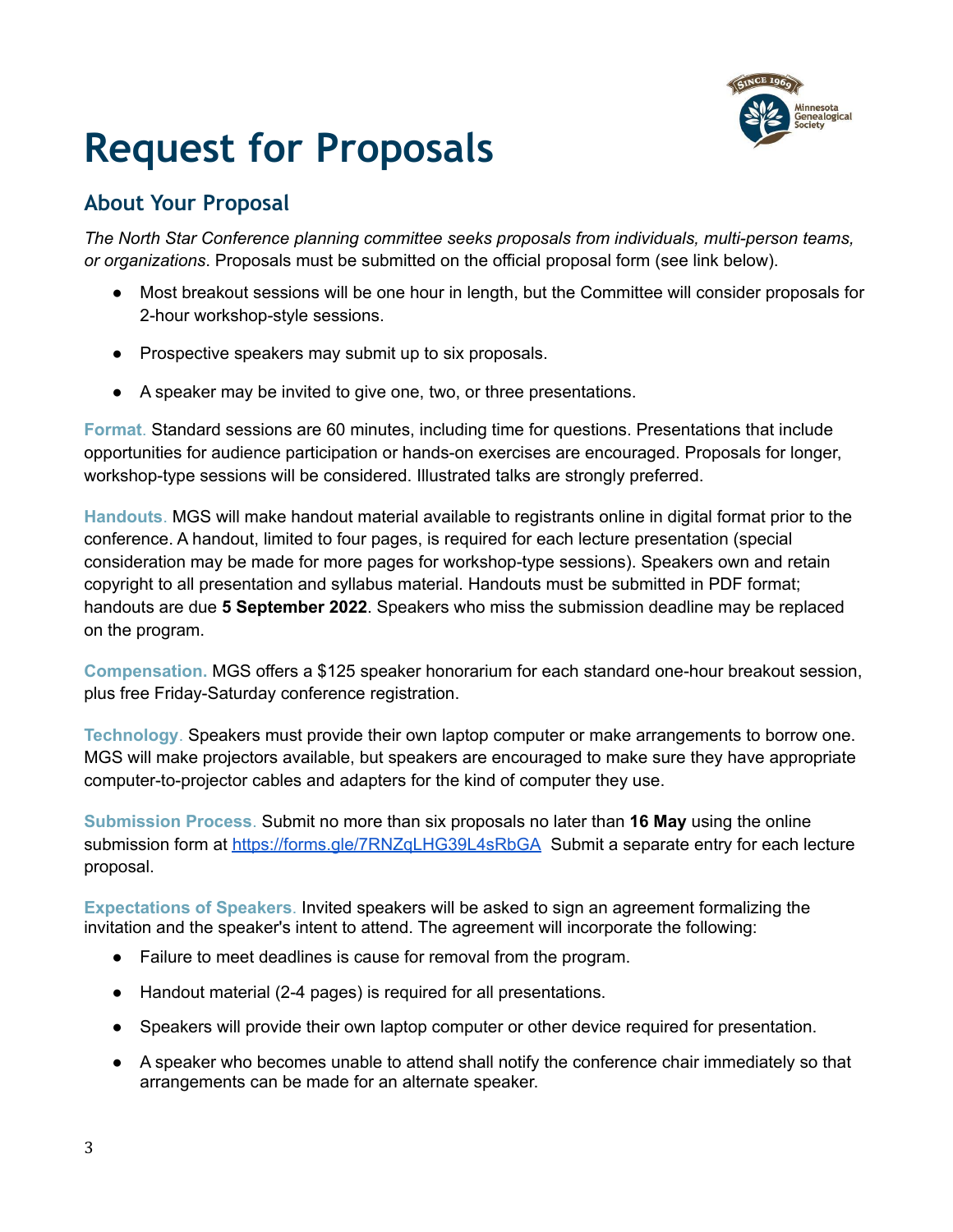# Request for Proposals

## About Your Proposal

*The North Star Conference planning committee seeks proposals from individuals, multi-person teams, or organizations*. Proposals must be submitted on the official proposal form (see link below).

- Most breakout sessions will be one hour in length, but the Committee will consider proposals for 2-hour workshop-style sessions.
- Prospective speakers may submit up to six proposals.
- A speaker may be invited to give one, two, or three presentations.

**Format.** Standard sessions are 60 minutes, including time for questions. Presentations that include opportunities for audience participation or hands-on exercises are encouraged. Proposals for longer, workshop-type sessions will be considered. Illustrated talks are strongly preferred.

**Handouts.** MGS will make handout material available to registrants online in digital format prior to the conference. A handout, limited to four pages, is required for each lecture presentation (special consideration may be made for more pages for workshop-type sessions). Speakers own and retain copyright to all presentation and syllabus material. Handouts must be submitted in PDF format; handouts are due **5 September 2022**. Speakers who miss the submission deadline may be replaced on the program.

**Compensation.** MGS offers a $125 speaker honorarium for each standard one-hour breakout session, plus free Friday-Saturday conference registration.

**Technology.** Speakers must provide their own laptop computer or make arrangements to borrow one. MGS will make projectors available, but speakers are encouraged to make sure they have appropriate computer-to-projector cables and adapters for the kind of computer they use.

**Submission Process.** Submit no more than six proposals no later than **16 May** using the online submission form at [https://forms.gle/7RNZqLHG39L4sRbGA](https://forms.gle/7RNZqLHG39L4sRbGA) Submit a separate entry for each lecture proposal.

**Expectations of Speakers.** Invited speakers will be asked to sign an agreement formalizing the invitation and the speaker's intent to attend. The agreement will incorporate the following:

- Failure to meet deadlines is cause for removal from the program.
- Handout material (2-4 pages) is required for all presentations.
- Speakers will provide their own laptop computer or other device required for presentation.
- A speaker who becomes unable to attend shall notify the conference chair immediately so that arrangements can be made for an alternate speaker.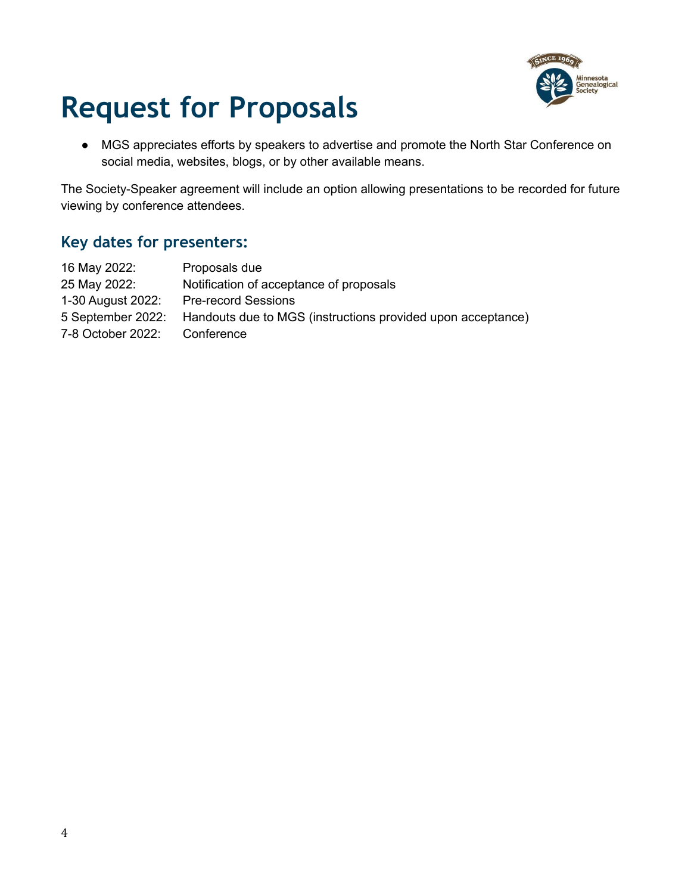# Request for Proposals

- MGS appreciates efforts by speakers to advertise and promote the North Star Conference on social media, websites, blogs, or by other available means.

The Society-Speaker agreement will include an option allowing presentations to be recorded for future viewing by conference attendees.

## Key dates for presenters:

| | |
|---|---|
| 16 May 2022: | Proposals due |
| 25 May 2022: | Notification of acceptance of proposals |
| 1-30 August 2022: | Pre-record Sessions |
| 5 September 2022: | Handouts due to MGS (instructions provided upon acceptance) |
| 7-8 October 2022: | Conference |